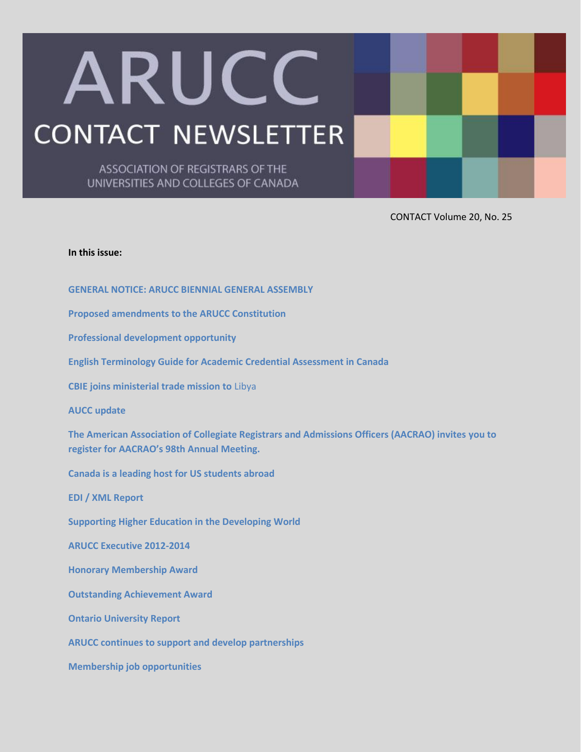# ARUCC

## CONTACT NEWSLETTER

ASSOCIATION OF REGISTRARS OF THE UNIVERSITIES AND COLLEGES OF CANADA

CONTACT Volume 20, No. 25

**In this issue:**

**GENERAL NOTICE: ARUCC BIENNIAL GENERAL ASSEMBLY**

**Proposed amendments to the ARUCC Constitution**

**Professional development opportunity**

**English Terminology Guide for Academic Credential Assessment in Canada**

**CBIE joins ministerial trade mission to** Libya

**AUCC update**

**The American Association of Collegiate Registrars and Admissions Officers (AACRAO) invites you to register for AACRAO's 98th Annual Meeting.**

**Canada is a leading host for US students abroad**

**EDI / XML Report**

**Supporting Higher Education in the Developing World**

**ARUCC Executive 2012-2014**

**Honorary Membership Award**

**Outstanding Achievement Award**

**Ontario University Report**

**ARUCC continues to support and develop partnerships**

**Membership job opportunities**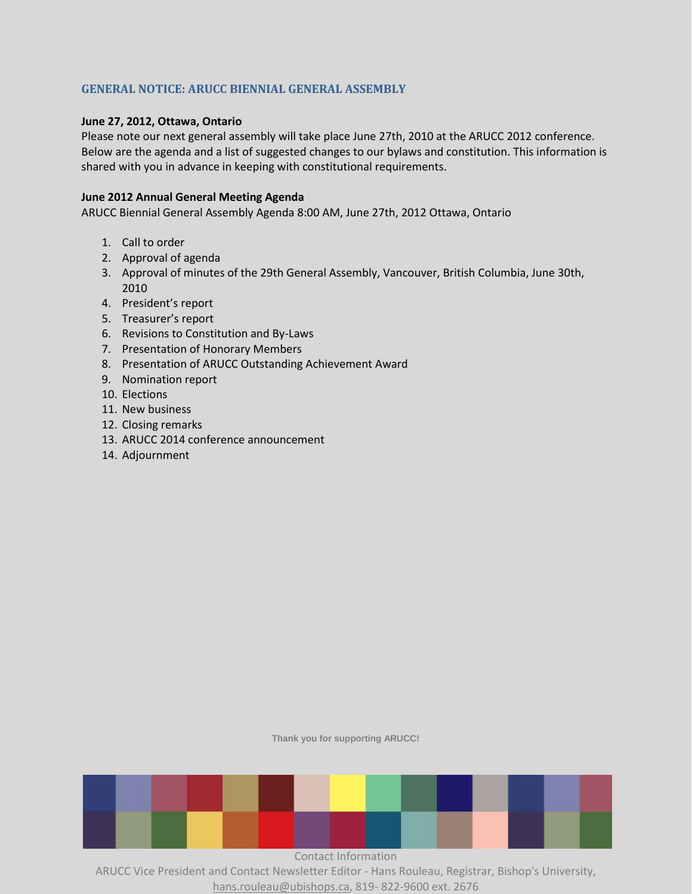## GENERAL NOTICE: ARUCC BIENNIAL GENERAL ASSEMBLY

**June 27, 2012, Ottawa, Ontario**

Please note our next general assembly will take place June 27th, 2010 at the ARUCC 2012 conference. Below are the agenda and a list of suggested changes to our bylaws and constitution. This information is shared with you in advance in keeping with constitutional requirements.

**June 2012 Annual General Meeting Agenda**

ARUCC Biennial General Assembly Agenda 8:00 AM, June 27th, 2012 Ottawa, Ontario

1. Call to order
2. Approval of agenda
3. Approval of minutes of the 29th General Assembly, Vancouver, British Columbia, June 30th, 2010
4. President's report
5. Treasurer's report
6. Revisions to Constitution and By-Laws
7. Presentation of Honorary Members
8. Presentation of ARUCC Outstanding Achievement Award
9. Nomination report
10. Elections
11. New business
12. Closing remarks
13. ARUCC 2014 conference announcement
14. Adjournment

**Thank you for supporting ARUCC!**

Contact Information

ARUCC Vice President and Contact Newsletter Editor - Hans Rouleau, Registrar, Bishop's University, hans.rouleau@ubishops.ca, 819- 822-9600 ext. 2676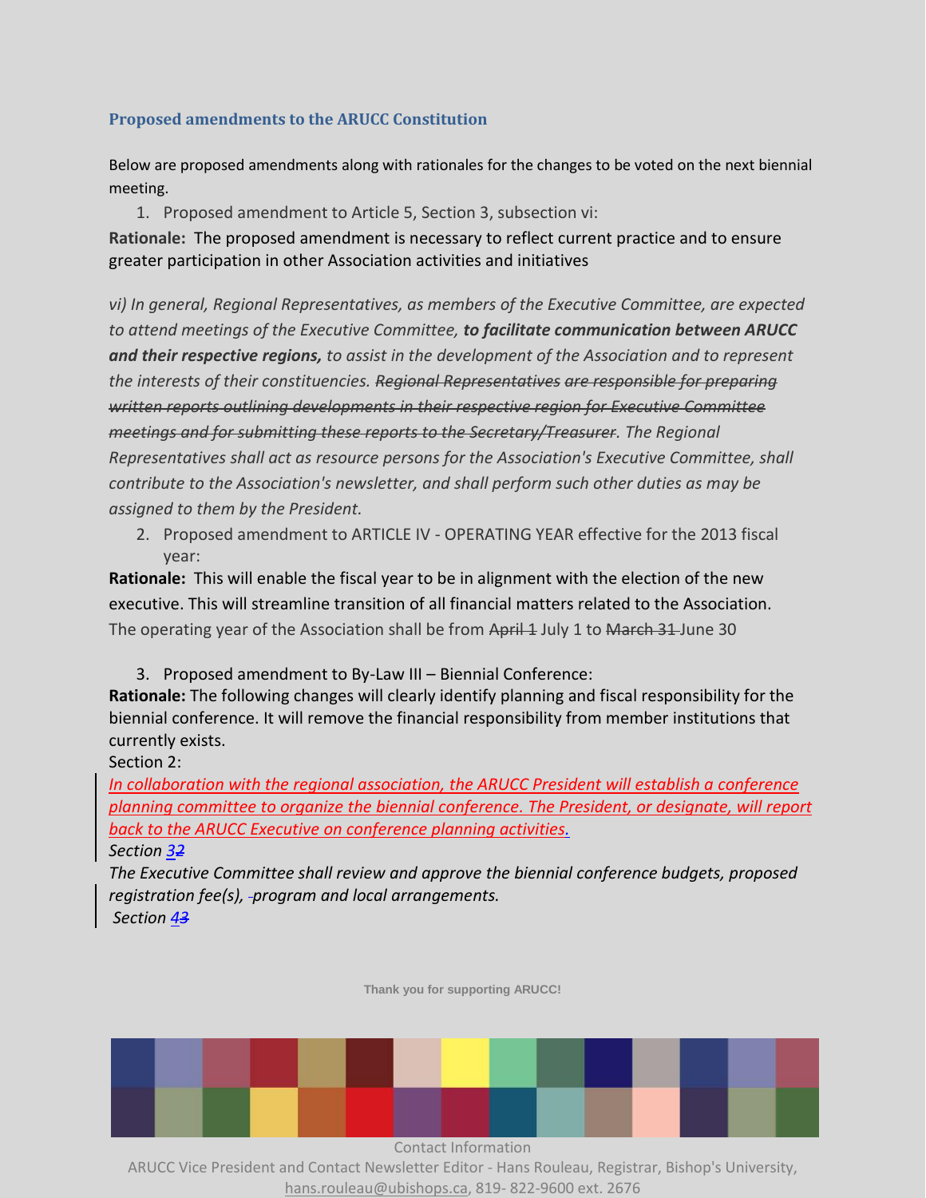## Proposed amendments to the ARUCC Constitution

Below are proposed amendments along with rationales for the changes to be voted on the next biennial meeting.

1. Proposed amendment to Article 5, Section 3, subsection vi:

**Rationale:** The proposed amendment is necessary to reflect current practice and to ensure greater participation in other Association activities and initiatives

*vi) In general, Regional Representatives, as members of the Executive Committee, are expected to attend meetings of the Executive Committee,* ***to facilitate communication between ARUCC and their respective regions,*** *to assist in the development of the Association and to represent the interests of their constituencies.* ~~*Regional Representatives are responsible for preparing written reports outlining developments in their respective region for Executive Committee meetings and for submitting these reports to the Secretary/Treasurer.*~~ *The Regional Representatives shall act as resource persons for the Association's Executive Committee, shall contribute to the Association's newsletter, and shall perform such other duties as may be assigned to them by the President.*

2. Proposed amendment to ARTICLE IV - OPERATING YEAR effective for the 2013 fiscal year:

**Rationale:** This will enable the fiscal year to be in alignment with the election of the new executive. This will streamline transition of all financial matters related to the Association.

The operating year of the Association shall be from ~~April 1~~ July 1 to ~~March 31~~ June 30

3. Proposed amendment to By-Law III – Biennial Conference:

**Rationale:** The following changes will clearly identify planning and fiscal responsibility for the biennial conference. It will remove the financial responsibility from member institutions that currently exists.

Section 2:

*In collaboration with the regional association, the ARUCC President will establish a conference planning committee to organize the biennial conference. The President, or designate, will report back to the ARUCC Executive on conference planning activities.*

*Section 3~~2~~*

*The Executive Committee shall review and approve the biennial conference budgets, proposed registration fee(s), program and local arrangements.*

*Section 4~~3~~*

Thank you for supporting ARUCC!

Contact Information

ARUCC Vice President and Contact Newsletter Editor - Hans Rouleau, Registrar, Bishop's University, hans.rouleau@ubishops.ca, 819- 822-9600 ext. 2676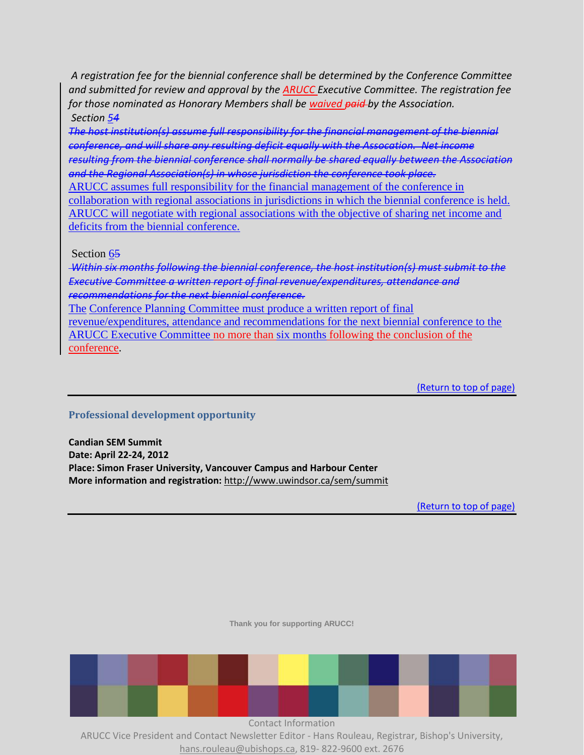*A registration fee for the biennial conference shall be determined by the Conference Committee and submitted for review and approval by the ARUCC Executive Committee. The registration fee for those nominated as Honorary Members shall be waived ~~paid~~ by the Association.*

*Section 5~~4~~*

~~*The host institution(s) assume full responsibility for the financial management of the biennial conference, and will share any resulting deficit equally with the Assocation. Net income resulting from the biennial conference shall normally be shared equally between the Association and the Regional Association(s) in whose jurisdiction the conference took place.*~~

ARUCC assumes full responsibility for the financial management of the conference in collaboration with regional associations in jurisdictions in which the biennial conference is held. ARUCC will negotiate with regional associations with the objective of sharing net income and deficits from the biennial conference.

Section 6~~5~~

~~*Within six months following the biennial conference, the host institution(s) must submit to the Executive Committee a written report of final revenue/expenditures, attendance and recommendations for the next biennial conference.*~~

The Conference Planning Committee must produce a written report of final revenue/expenditures, attendance and recommendations for the next biennial conference to the ARUCC Executive Committee no more than six months following the conclusion of the conference.

(Return to top of page)

---

### Professional development opportunity

**Candian SEM Summit**
**Date: April 22-24, 2012**
**Place: Simon Fraser University, Vancouver Campus and Harbour Center**
**More information and registration:** http://www.uwindsor.ca/sem/summit

(Return to top of page)

---

**Thank you for supporting ARUCC!**

Contact Information
ARUCC Vice President and Contact Newsletter Editor - Hans Rouleau, Registrar, Bishop's University, hans.rouleau@ubishops.ca, 819- 822-9600 ext. 2676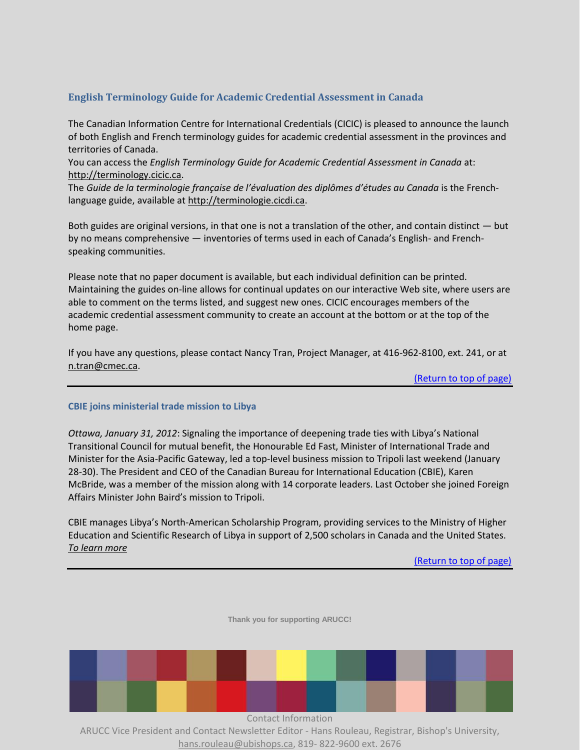## English Terminology Guide for Academic Credential Assessment in Canada

The Canadian Information Centre for International Credentials (CICIC) is pleased to announce the launch of both English and French terminology guides for academic credential assessment in the provinces and territories of Canada.
You can access the *English Terminology Guide for Academic Credential Assessment in Canada* at: http://terminology.cicic.ca.
The *Guide de la terminologie française de l'évaluation des diplômes d'études au Canada* is the French-language guide, available at http://terminologie.cicdi.ca.

Both guides are original versions, in that one is not a translation of the other, and contain distinct — but by no means comprehensive — inventories of terms used in each of Canada's English- and French-speaking communities.

Please note that no paper document is available, but each individual definition can be printed. Maintaining the guides on-line allows for continual updates on our interactive Web site, where users are able to comment on the terms listed, and suggest new ones. CICIC encourages members of the academic credential assessment community to create an account at the bottom or at the top of the home page.

If you have any questions, please contact Nancy Tran, Project Manager, at 416-962-8100, ext. 241, or at n.tran@cmec.ca.

(Return to top of page)

---

## CBIE joins ministerial trade mission to Libya

*Ottawa, January 31, 2012*: Signaling the importance of deepening trade ties with Libya's National Transitional Council for mutual benefit, the Honourable Ed Fast, Minister of International Trade and Minister for the Asia-Pacific Gateway, led a top-level business mission to Tripoli last weekend (January 28-30). The President and CEO of the Canadian Bureau for International Education (CBIE), Karen McBride, was a member of the mission along with 14 corporate leaders. Last October she joined Foreign Affairs Minister John Baird's mission to Tripoli.

CBIE manages Libya's North-American Scholarship Program, providing services to the Ministry of Higher Education and Scientific Research of Libya in support of 2,500 scholars in Canada and the United States. *To learn more*

(Return to top of page)

---

**Thank you for supporting ARUCC!**

Contact Information
ARUCC Vice President and Contact Newsletter Editor - Hans Rouleau, Registrar, Bishop's University, hans.rouleau@ubishops.ca, 819- 822-9600 ext. 2676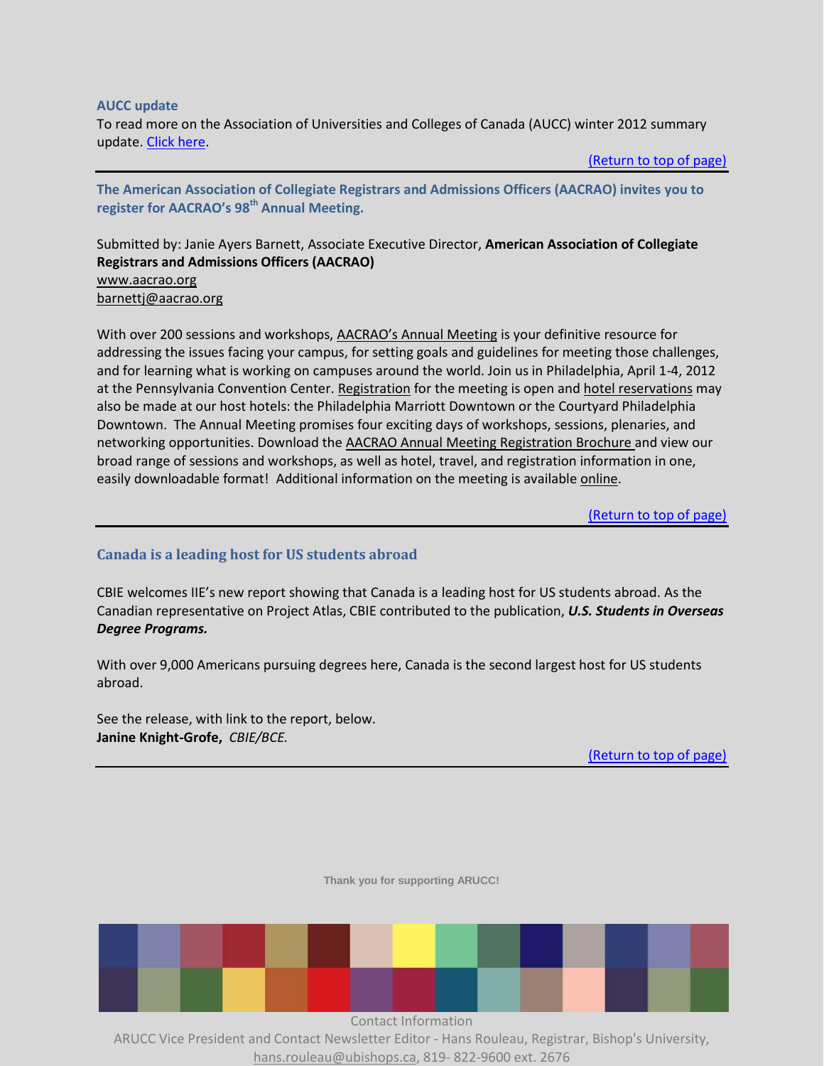### AUCC update

To read more on the Association of Universities and Colleges of Canada (AUCC) winter 2012 summary update. Click here.

(Return to top of page)

---

### The American Association of Collegiate Registrars and Admissions Officers (AACRAO) invites you to register for AACRAO's 98th Annual Meeting.

Submitted by: Janie Ayers Barnett, Associate Executive Director, **American Association of Collegiate Registrars and Admissions Officers (AACRAO)**
www.aacrao.org
barnettj@aacrao.org

With over 200 sessions and workshops, AACRAO's Annual Meeting is your definitive resource for addressing the issues facing your campus, for setting goals and guidelines for meeting those challenges, and for learning what is working on campuses around the world. Join us in Philadelphia, April 1-4, 2012 at the Pennsylvania Convention Center. Registration for the meeting is open and hotel reservations may also be made at our host hotels: the Philadelphia Marriott Downtown or the Courtyard Philadelphia Downtown. The Annual Meeting promises four exciting days of workshops, sessions, plenaries, and networking opportunities. Download the AACRAO Annual Meeting Registration Brochure and view our broad range of sessions and workshops, as well as hotel, travel, and registration information in one, easily downloadable format! Additional information on the meeting is available online.

(Return to top of page)

---

### Canada is a leading host for US students abroad

CBIE welcomes IIE's new report showing that Canada is a leading host for US students abroad. As the Canadian representative on Project Atlas, CBIE contributed to the publication, ***U.S. Students in Overseas Degree Programs.***

With over 9,000 Americans pursuing degrees here, Canada is the second largest host for US students abroad.

See the release, with link to the report, below.
**Janine Knight-Grofe,** *CBIE/BCE.*

(Return to top of page)

---

**Thank you for supporting ARUCC!**

Contact Information
ARUCC Vice President and Contact Newsletter Editor - Hans Rouleau, Registrar, Bishop's University, hans.rouleau@ubishops.ca, 819- 822-9600 ext. 2676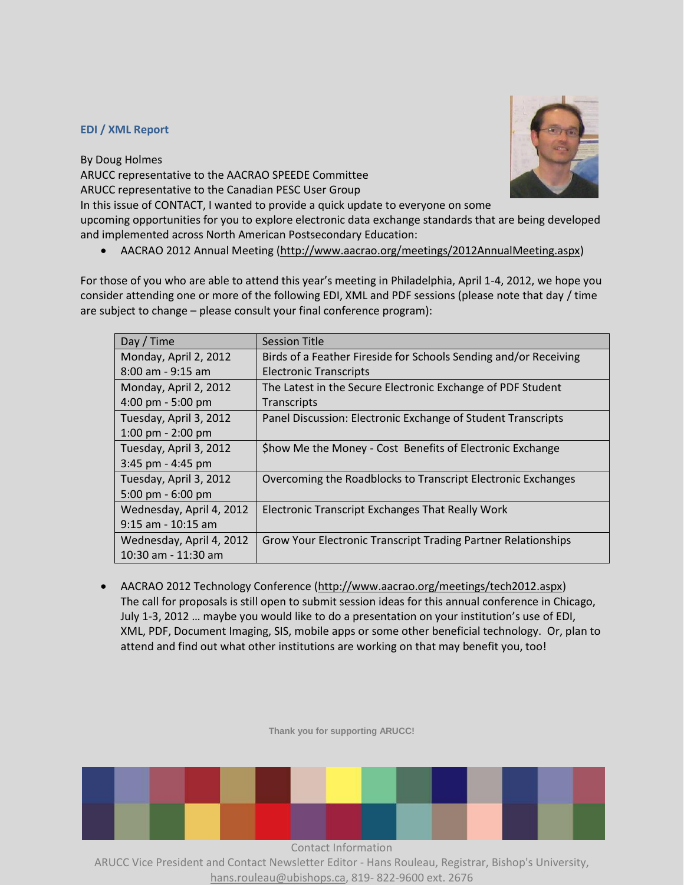## EDI / XML Report

By Doug Holmes
ARUCC representative to the AACRAO SPEEDE Committee
ARUCC representative to the Canadian PESC User Group

In this issue of CONTACT, I wanted to provide a quick update to everyone on some upcoming opportunities for you to explore electronic data exchange standards that are being developed and implemented across North American Postsecondary Education:

- AACRAO 2012 Annual Meeting (http://www.aacrao.org/meetings/2012AnnualMeeting.aspx)

For those of you who are able to attend this year's meeting in Philadelphia, April 1-4, 2012, we hope you consider attending one or more of the following EDI, XML and PDF sessions (please note that day / time are subject to change – please consult your final conference program):

| Day / Time | Session Title |
| --- | --- |
| Monday, April 2, 2012 8:00 am - 9:15 am | Birds of a Feather Fireside for Schools Sending and/or Receiving Electronic Transcripts |
| Monday, April 2, 2012 4:00 pm - 5:00 pm | The Latest in the Secure Electronic Exchange of PDF Student Transcripts |
| Tuesday, April 3, 2012 1:00 pm - 2:00 pm | Panel Discussion: Electronic Exchange of Student Transcripts |
| Tuesday, April 3, 2012 3:45 pm - 4:45 pm | $how Me the Money - Cost Benefits of Electronic Exchange |
| Tuesday, April 3, 2012 5:00 pm - 6:00 pm | Overcoming the Roadblocks to Transcript Electronic Exchanges |
| Wednesday, April 4, 2012 9:15 am - 10:15 am | Electronic Transcript Exchanges That Really Work |
| Wednesday, April 4, 2012 10:30 am - 11:30 am | Grow Your Electronic Transcript Trading Partner Relationships |

- AACRAO 2012 Technology Conference (http://www.aacrao.org/meetings/tech2012.aspx)
  The call for proposals is still open to submit session ideas for this annual conference in Chicago, July 1-3, 2012 … maybe you would like to do a presentation on your institution's use of EDI, XML, PDF, Document Imaging, SIS, mobile apps or some other beneficial technology. Or, plan to attend and find out what other institutions are working on that may benefit you, too!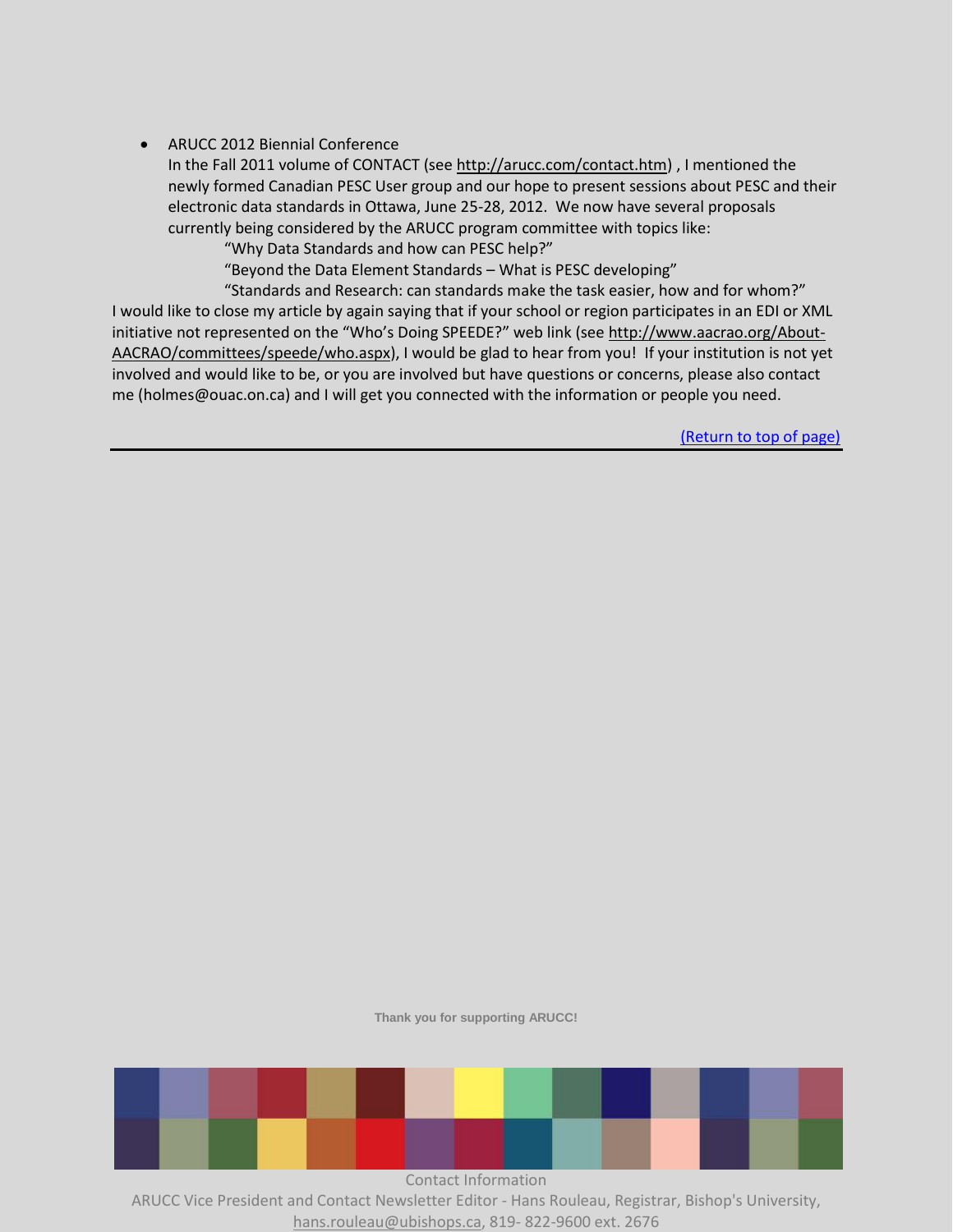- ARUCC 2012 Biennial Conference
  In the Fall 2011 volume of CONTACT (see http://arucc.com/contact.htm) , I mentioned the newly formed Canadian PESC User group and our hope to present sessions about PESC and their electronic data standards in Ottawa, June 25-28, 2012. We now have several proposals currently being considered by the ARUCC program committee with topics like:
  - "Why Data Standards and how can PESC help?"
  - "Beyond the Data Element Standards – What is PESC developing"
  - "Standards and Research: can standards make the task easier, how and for whom?"

I would like to close my article by again saying that if your school or region participates in an EDI or XML initiative not represented on the "Who's Doing SPEEDE?" web link (see http://www.aacrao.org/About-AACRAO/committees/speede/who.aspx), I would be glad to hear from you! If your institution is not yet involved and would like to be, or you are involved but have questions or concerns, please also contact me (holmes@ouac.on.ca) and I will get you connected with the information or people you need.

(Return to top of page)

---

**Thank you for supporting ARUCC!**

Contact Information

ARUCC Vice President and Contact Newsletter Editor - Hans Rouleau, Registrar, Bishop's University, hans.rouleau@ubishops.ca, 819- 822-9600 ext. 2676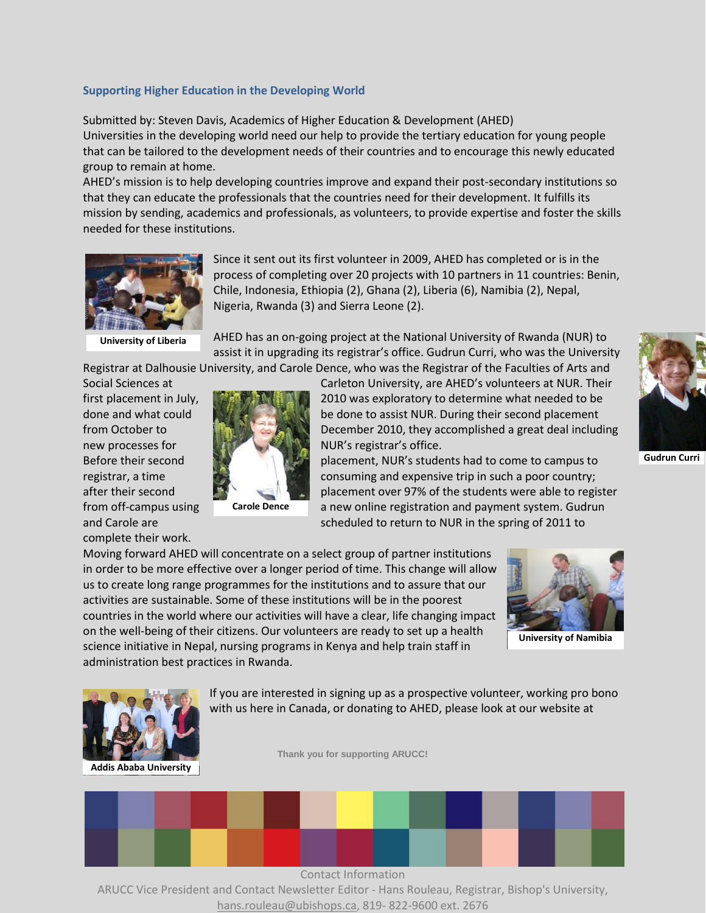### Supporting Higher Education in the Developing World

Submitted by: Steven Davis, Academics of Higher Education & Development (AHED)

Universities in the developing world need our help to provide the tertiary education for young people that can be tailored to the development needs of their countries and to encourage this newly educated group to remain at home.

AHED's mission is to help developing countries improve and expand their post-secondary institutions so that they can educate the professionals that the countries need for their development. It fulfills its mission by sending, academics and professionals, as volunteers, to provide expertise and foster the skills needed for these institutions.

University of Liberia

Since it sent out its first volunteer in 2009, AHED has completed or is in the process of completing over 20 projects with 10 partners in 11 countries: Benin, Chile, Indonesia, Ethiopia (2), Ghana (2), Liberia (6), Namibia (2), Nepal, Nigeria, Rwanda (3) and Sierra Leone (2).

AHED has an on-going project at the National University of Rwanda (NUR) to assist it in upgrading its registrar's office. Gudrun Curri, who was the University Registrar at Dalhousie University, and Carole Dence, who was the Registrar of the Faculties of Arts and Social Sciences at Carleton University, are AHED's volunteers at NUR. Their first placement in July, 2010 was exploratory to determine what needed to be done and what could be done to assist NUR. During their second placement from October to December 2010, they accomplished a great deal including new processes for NUR's registrar's office. Before their second placement, NUR's students had to come to campus to registrar, a time consuming and expensive trip in such a poor country; after their second placement over 97% of the students were able to register from off-campus using a new online registration and payment system. Gudrun and Carole are scheduled to return to NUR in the spring of 2011 to complete their work.

Carole Dence

Gudrun Curri

Moving forward AHED will concentrate on a select group of partner institutions in order to be more effective over a longer period of time. This change will allow us to create long range programmes for the institutions and to assure that our activities are sustainable. Some of these institutions will be in the poorest countries in the world where our activities will have a clear, life changing impact on the well-being of their citizens. Our volunteers are ready to set up a health science initiative in Nepal, nursing programs in Kenya and help train staff in administration best practices in Rwanda.

University of Namibia

If you are interested in signing up as a prospective volunteer, working pro bono with us here in Canada, or donating to AHED, please look at our website at

Addis Ababa University

**Thank you for supporting ARUCC!**

Contact Information

ARUCC Vice President and Contact Newsletter Editor - Hans Rouleau, Registrar, Bishop's University, hans.rouleau@ubishops.ca, 819- 822-9600 ext. 2676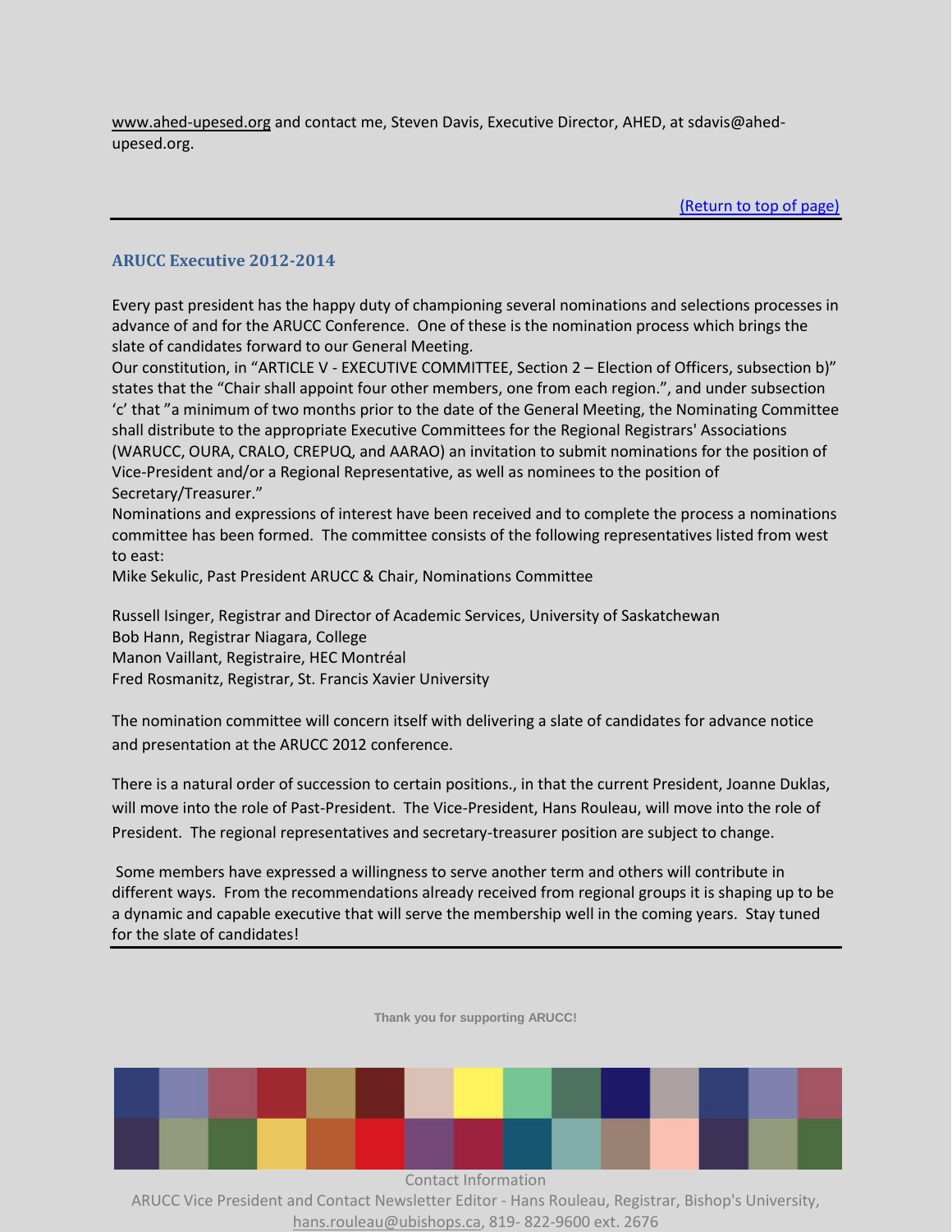www.ahed-upesed.org and contact me, Steven Davis, Executive Director, AHED, at sdavis@ahed-upesed.org.

(Return to top of page)

---

## ARUCC Executive 2012-2014

Every past president has the happy duty of championing several nominations and selections processes in advance of and for the ARUCC Conference. One of these is the nomination process which brings the slate of candidates forward to our General Meeting.

Our constitution, in "ARTICLE V - EXECUTIVE COMMITTEE, Section 2 – Election of Officers, subsection b)" states that the "Chair shall appoint four other members, one from each region.", and under subsection 'c' that "a minimum of two months prior to the date of the General Meeting, the Nominating Committee shall distribute to the appropriate Executive Committees for the Regional Registrars' Associations (WARUCC, OURA, CRALO, CREPUQ, and AARAO) an invitation to submit nominations for the position of Vice-President and/or a Regional Representative, as well as nominees to the position of Secretary/Treasurer."

Nominations and expressions of interest have been received and to complete the process a nominations committee has been formed. The committee consists of the following representatives listed from west to east:

Mike Sekulic, Past President ARUCC & Chair, Nominations Committee

Russell Isinger, Registrar and Director of Academic Services, University of Saskatchewan
Bob Hann, Registrar Niagara, College
Manon Vaillant, Registraire, HEC Montréal
Fred Rosmanitz, Registrar, St. Francis Xavier University

The nomination committee will concern itself with delivering a slate of candidates for advance notice and presentation at the ARUCC 2012 conference.

There is a natural order of succession to certain positions., in that the current President, Joanne Duklas, will move into the role of Past-President. The Vice-President, Hans Rouleau, will move into the role of President. The regional representatives and secretary-treasurer position are subject to change.

Some members have expressed a willingness to serve another term and others will contribute in different ways. From the recommendations already received from regional groups it is shaping up to be a dynamic and capable executive that will serve the membership well in the coming years. Stay tuned for the slate of candidates!

---

**Thank you for supporting ARUCC!**

Contact Information
ARUCC Vice President and Contact Newsletter Editor - Hans Rouleau, Registrar, Bishop's University, hans.rouleau@ubishops.ca, 819- 822-9600 ext. 2676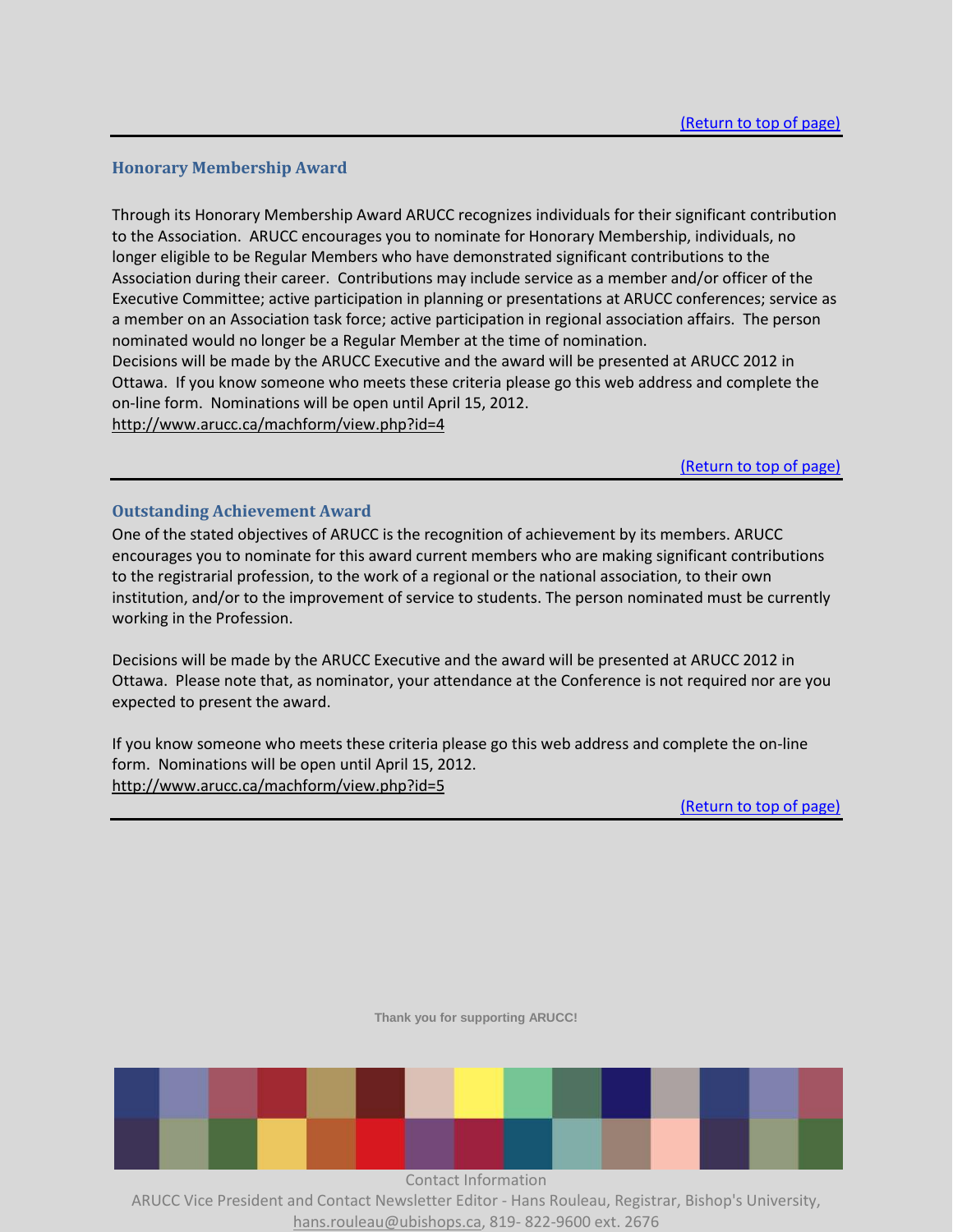[(Return to top of page)]

## Honorary Membership Award

Through its Honorary Membership Award ARUCC recognizes individuals for their significant contribution to the Association. ARUCC encourages you to nominate for Honorary Membership, individuals, no longer eligible to be Regular Members who have demonstrated significant contributions to the Association during their career. Contributions may include service as a member and/or officer of the Executive Committee; active participation in planning or presentations at ARUCC conferences; service as a member on an Association task force; active participation in regional association affairs. The person nominated would no longer be a Regular Member at the time of nomination.
Decisions will be made by the ARUCC Executive and the award will be presented at ARUCC 2012 in Ottawa. If you know someone who meets these criteria please go this web address and complete the on-line form. Nominations will be open until April 15, 2012.
http://www.arucc.ca/machform/view.php?id=4

(Return to top of page)

## Outstanding Achievement Award

One of the stated objectives of ARUCC is the recognition of achievement by its members. ARUCC encourages you to nominate for this award current members who are making significant contributions to the registrarial profession, to the work of a regional or the national association, to their own institution, and/or to the improvement of service to students. The person nominated must be currently working in the Profession.

Decisions will be made by the ARUCC Executive and the award will be presented at ARUCC 2012 in Ottawa. Please note that, as nominator, your attendance at the Conference is not required nor are you expected to present the award.

If you know someone who meets these criteria please go this web address and complete the on-line form. Nominations will be open until April 15, 2012.
http://www.arucc.ca/machform/view.php?id=5

(Return to top of page)

**Thank you for supporting ARUCC!**

Contact Information
ARUCC Vice President and Contact Newsletter Editor - Hans Rouleau, Registrar, Bishop's University, hans.rouleau@ubishops.ca, 819- 822-9600 ext. 2676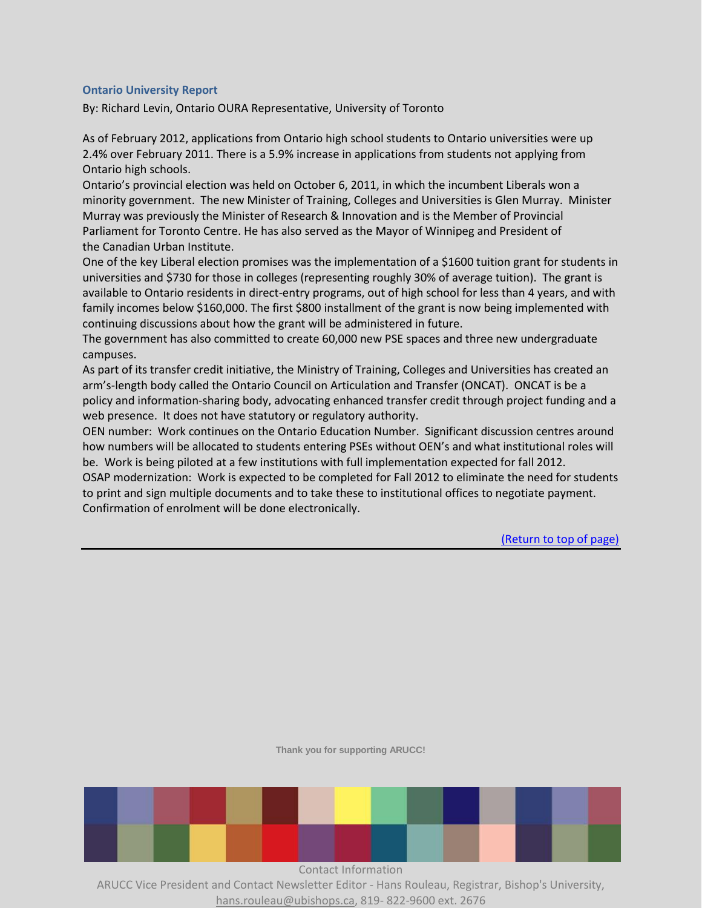### Ontario University Report

By: Richard Levin, Ontario OURA Representative, University of Toronto

As of February 2012, applications from Ontario high school students to Ontario universities were up 2.4% over February 2011. There is a 5.9% increase in applications from students not applying from Ontario high schools.

Ontario's provincial election was held on October 6, 2011, in which the incumbent Liberals won a minority government. The new Minister of Training, Colleges and Universities is Glen Murray. Minister Murray was previously the Minister of Research & Innovation and is the Member of Provincial Parliament for Toronto Centre. He has also served as the Mayor of Winnipeg and President of the Canadian Urban Institute.

One of the key Liberal election promises was the implementation of a $1600 tuition grant for students in universities and $730 for those in colleges (representing roughly 30% of average tuition). The grant is available to Ontario residents in direct-entry programs, out of high school for less than 4 years, and with family incomes below $160,000. The first $800 installment of the grant is now being implemented with continuing discussions about how the grant will be administered in future.

The government has also committed to create 60,000 new PSE spaces and three new undergraduate campuses.

As part of its transfer credit initiative, the Ministry of Training, Colleges and Universities has created an arm's-length body called the Ontario Council on Articulation and Transfer (ONCAT). ONCAT is be a policy and information-sharing body, advocating enhanced transfer credit through project funding and a web presence. It does not have statutory or regulatory authority.

OEN number: Work continues on the Ontario Education Number. Significant discussion centres around how numbers will be allocated to students entering PSEs without OEN's and what institutional roles will be. Work is being piloted at a few institutions with full implementation expected for fall 2012.

OSAP modernization: Work is expected to be completed for Fall 2012 to eliminate the need for students to print and sign multiple documents and to take these to institutional offices to negotiate payment. Confirmation of enrolment will be done electronically.

(Return to top of page)

---

Thank you for supporting ARUCC!

Contact Information

ARUCC Vice President and Contact Newsletter Editor - Hans Rouleau, Registrar, Bishop's University, hans.rouleau@ubishops.ca, 819- 822-9600 ext. 2676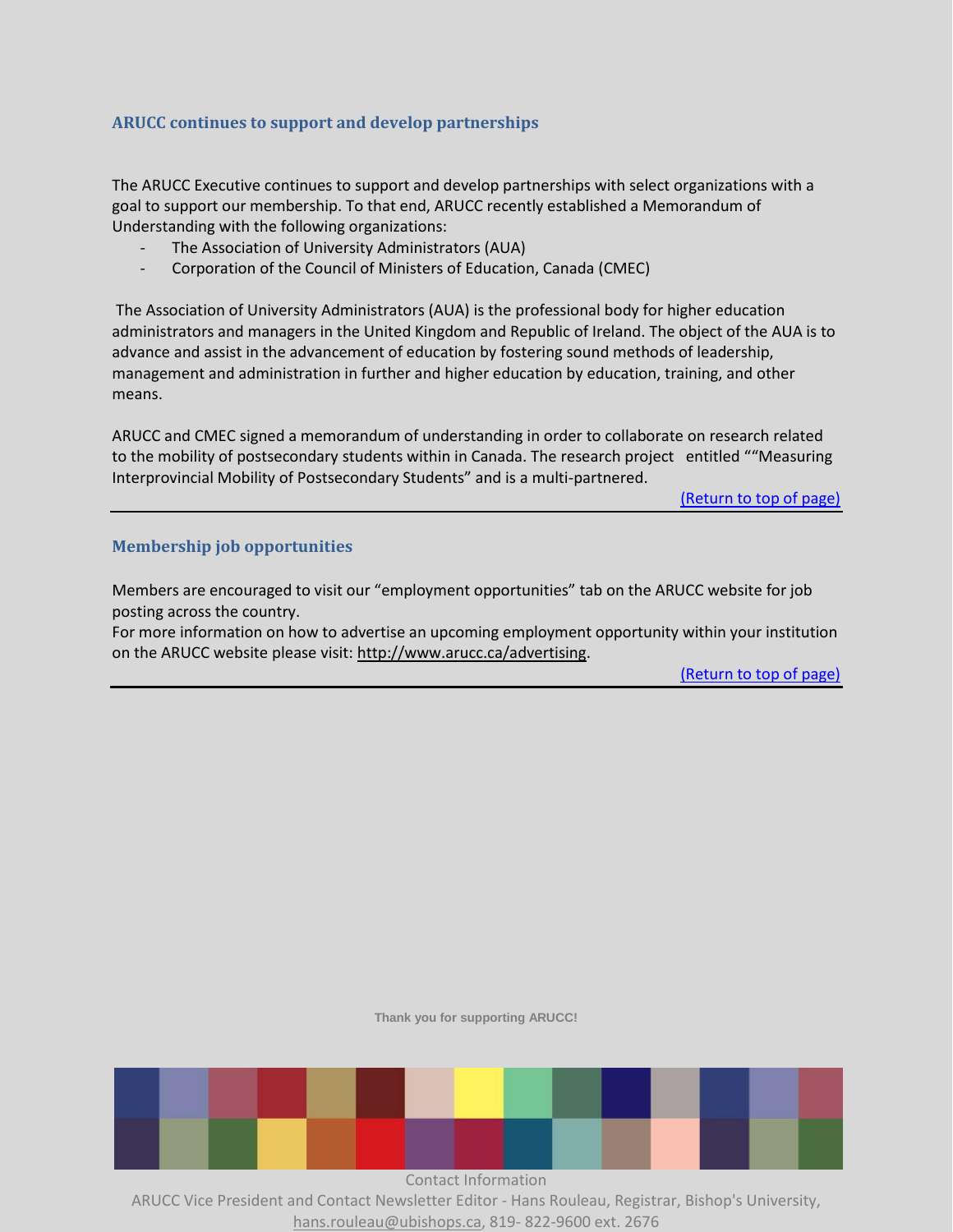### ARUCC continues to support and develop partnerships

The ARUCC Executive continues to support and develop partnerships with select organizations with a goal to support our membership. To that end, ARUCC recently established a Memorandum of Understanding with the following organizations:

- The Association of University Administrators (AUA)
- Corporation of the Council of Ministers of Education, Canada (CMEC)

The Association of University Administrators (AUA) is the professional body for higher education administrators and managers in the United Kingdom and Republic of Ireland. The object of the AUA is to advance and assist in the advancement of education by fostering sound methods of leadership, management and administration in further and higher education by education, training, and other means.

ARUCC and CMEC signed a memorandum of understanding in order to collaborate on research related to the mobility of postsecondary students within in Canada. The research project entitled ""Measuring Interprovincial Mobility of Postsecondary Students" and is a multi-partnered.

(Return to top of page)

---

### Membership job opportunities

Members are encouraged to visit our "employment opportunities" tab on the ARUCC website for job posting across the country.
For more information on how to advertise an upcoming employment opportunity within your institution on the ARUCC website please visit: http://www.arucc.ca/advertising.

(Return to top of page)

---

**Thank you for supporting ARUCC!**

Contact Information
ARUCC Vice President and Contact Newsletter Editor - Hans Rouleau, Registrar, Bishop's University, hans.rouleau@ubishops.ca, 819- 822-9600 ext. 2676